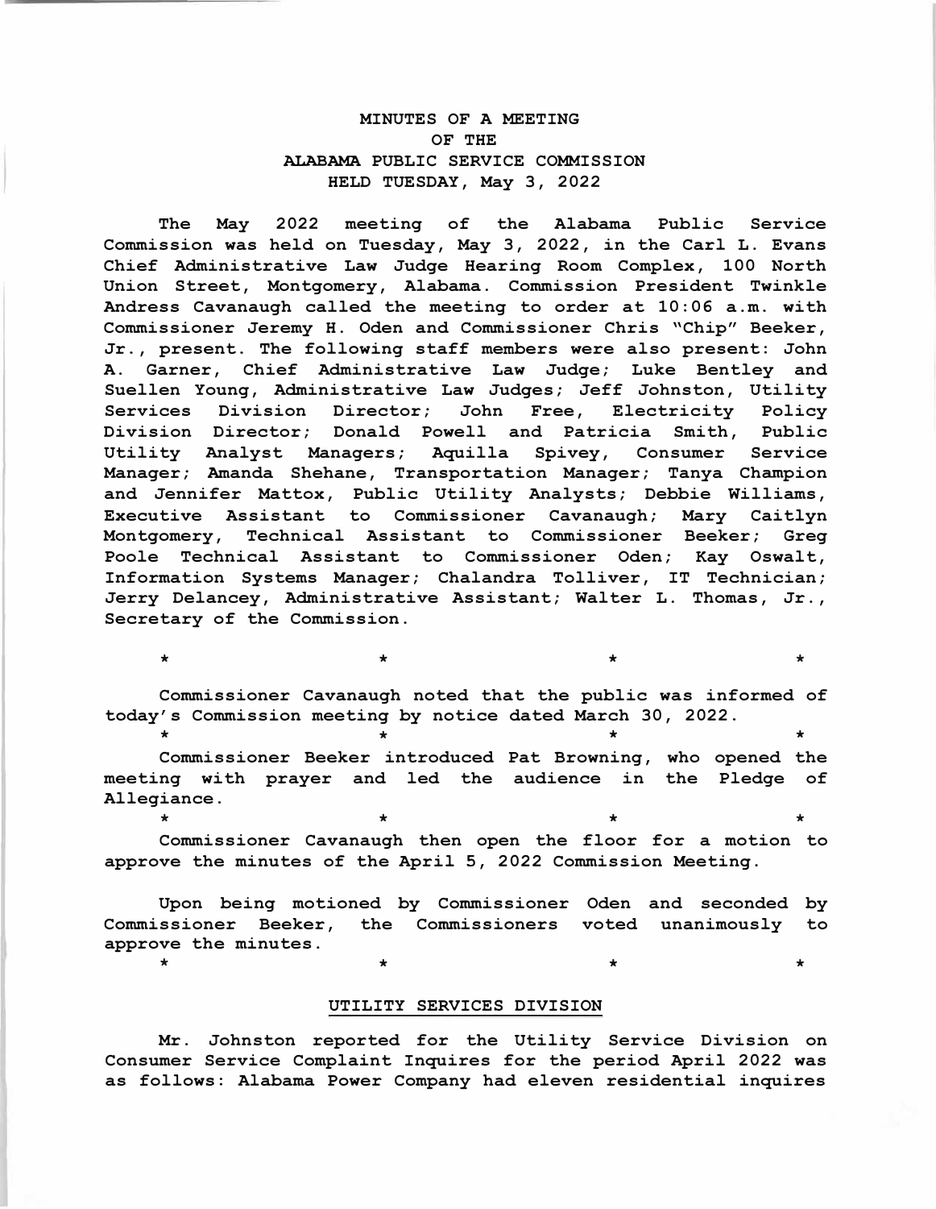MINUTES OF A MEETING
OF THE
ALABAMA PUBLIC SERVICE COMMISSION
HELD TUESDAY, May 3, 2022

The May 2022 meeting of the Alabama Public Service Commission was held on Tuesday, May 3, 2022, in the Carl L. Evans Chief Administrative Law Judge Hearing Room Complex, 100 North Union Street, Montgomery, Alabama. Commission President Twinkle Andress Cavanaugh called the meeting to order at 10:06 a.m. with Commissioner Jeremy H. Oden and Commissioner Chris "Chip" Beeker, Jr., present. The following staff members were also present: John A. Garner, Chief Administrative Law Judge; Luke Bentley and Suellen Young, Administrative Law Judges; Jeff Johnston, Utility Services Division Director; John Free, Electricity Policy Division Director; Donald Powell and Patricia Smith, Public Utility Analyst Managers; Aquilla Spivey, Consumer Service Manager; Amanda Shehane, Transportation Manager; Tanya Champion and Jennifer Mattox, Public Utility Analysts; Debbie Williams, Executive Assistant to Commissioner Cavanaugh; Mary Caitlyn Montgomery, Technical Assistant to Commissioner Beeker; Greg Poole Technical Assistant to Commissioner Oden; Kay Oswalt, Information Systems Manager; Chalandra Tolliver, IT Technician; Jerry Delancey, Administrative Assistant; Walter L. Thomas, Jr., Secretary of the Commission.

\* \* \* \*

Commissioner Cavanaugh noted that the public was informed of today's Commission meeting by notice dated March 30, 2022.

\* \* \* \*

Commissioner Beeker introduced Pat Browning, who opened the meeting with prayer and led the audience in the Pledge of Allegiance.

\* \* \* \*

Commissioner Cavanaugh then open the floor for a motion to approve the minutes of the April 5, 2022 Commission Meeting.

Upon being motioned by Commissioner Oden and seconded by Commissioner Beeker, the Commissioners voted unanimously to approve the minutes.

\* \* \* \*

## UTILITY SERVICES DIVISION

Mr. Johnston reported for the Utility Service Division on Consumer Service Complaint Inquires for the period April 2022 was as follows: Alabama Power Company had eleven residential inquires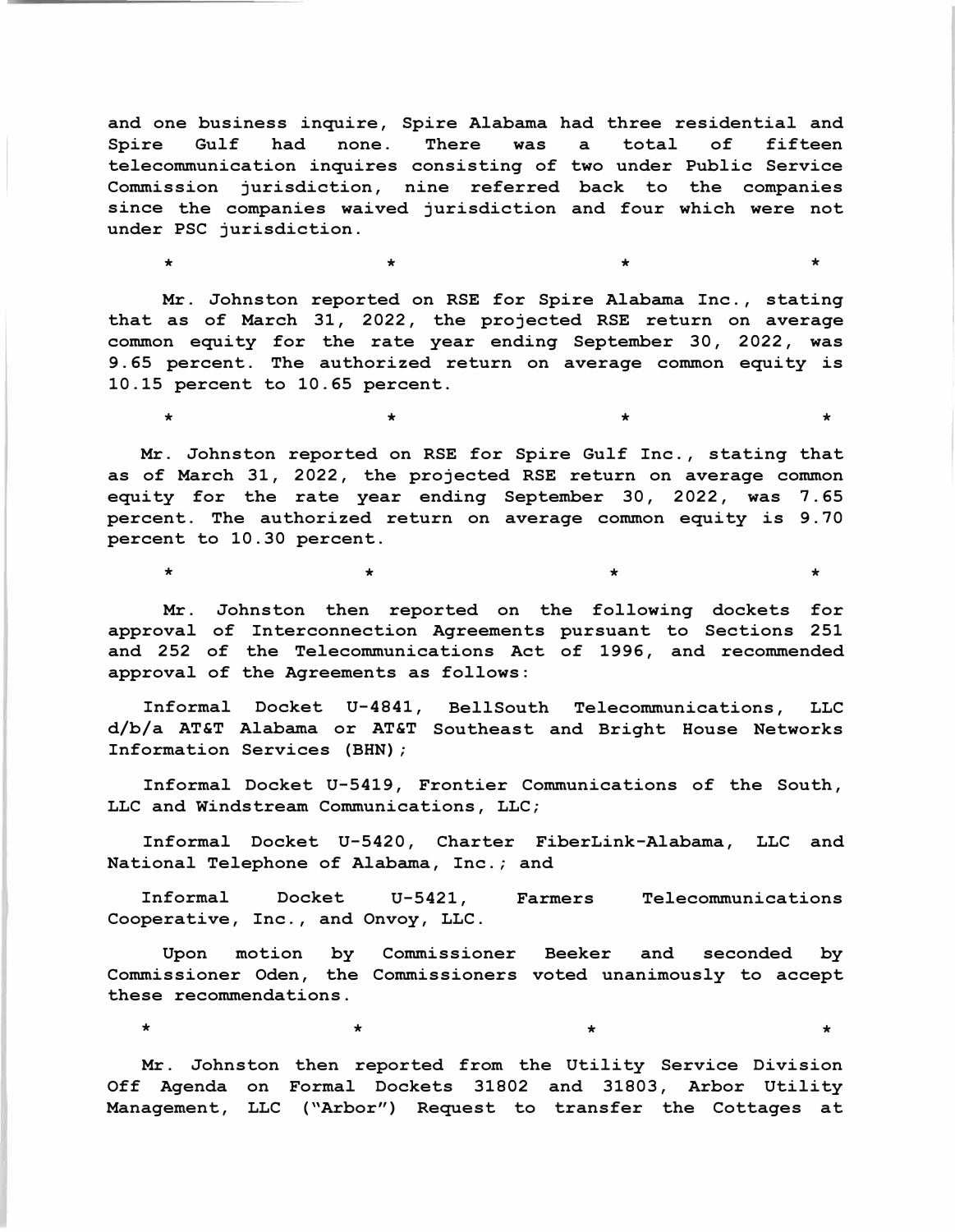and one business inquire, Spire Alabama had three residential and Spire Gulf had none. There was a total of fifteen telecommunication inquires consisting of two under Public Service Commission jurisdiction, nine referred back to the companies since the companies waived jurisdiction and four which were not under PSC jurisdiction.

\* \* \* \*

Mr. Johnston reported on RSE for Spire Alabama Inc., stating that as of March 31, 2022, the projected RSE return on average common equity for the rate year ending September 30, 2022, was 9.65 percent. The authorized return on average common equity is 10.15 percent to 10.65 percent.

\* \* \* \*

Mr. Johnston reported on RSE for Spire Gulf Inc., stating that as of March 31, 2022, the projected RSE return on average common equity for the rate year ending September 30, 2022, was 7.65 percent. The authorized return on average common equity is 9.70 percent to 10.30 percent.

\* \* \* \*

Mr. Johnston then reported on the following dockets for approval of Interconnection Agreements pursuant to Sections 251 and 252 of the Telecommunications Act of 1996, and recommended approval of the Agreements as follows:

Informal Docket U-4841, BellSouth Telecommunications, LLC d/b/a AT&T Alabama or AT&T Southeast and Bright House Networks Information Services (BHN);

Informal Docket U-5419, Frontier Communications of the South, LLC and Windstream Communications, LLC;

Informal Docket U-5420, Charter FiberLink-Alabama, LLC and National Telephone of Alabama, Inc.; and

Informal Docket U-5421, Farmers Telecommunications Cooperative, Inc., and Onvoy, LLC.

Upon motion by Commissioner Beeker and seconded by Commissioner Oden, the Commissioners voted unanimously to accept these recommendations.

\* \* \* \*

Mr. Johnston then reported from the Utility Service Division Off Agenda on Formal Dockets 31802 and 31803, Arbor Utility Management, LLC ("Arbor") Request to transfer the Cottages at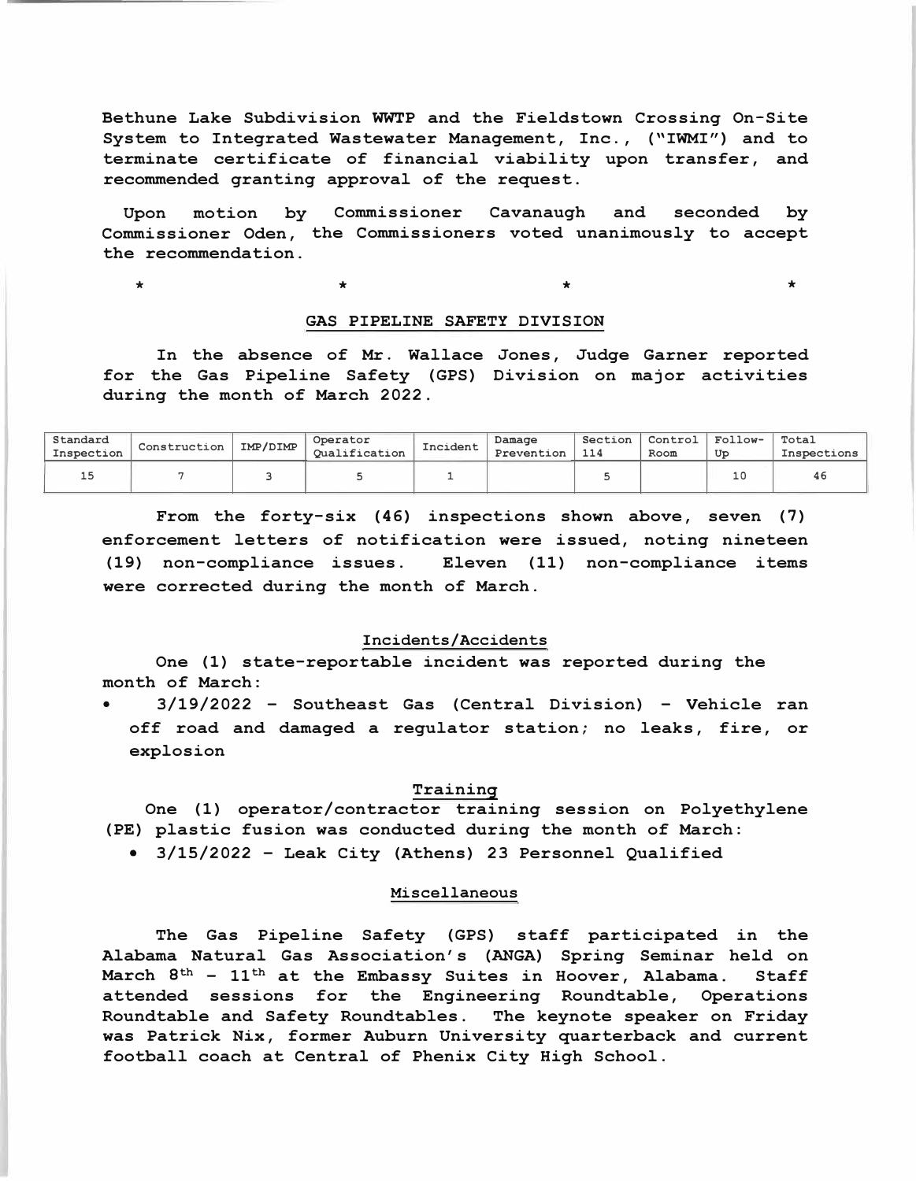Bethune Lake Subdivision WWTP and the Fieldstown Crossing On-Site System to Integrated Wastewater Management, Inc., ("IWMI") and to terminate certificate of financial viability upon transfer, and recommended granting approval of the request.

Upon motion by Commissioner Cavanaugh and seconded by Commissioner Oden, the Commissioners voted unanimously to accept the recommendation.

\*                    \*                    \*                    \*

## GAS PIPELINE SAFETY DIVISION

In the absence of Mr. Wallace Jones, Judge Garner reported for the Gas Pipeline Safety (GPS) Division on major activities during the month of March 2022.

| Standard Inspection | Construction | IMP/DIMP | Operator Qualification | Incident | Damage Prevention | Section 114 | Control Room | Follow-Up | Total Inspections |
|---|---|---|---|---|---|---|---|---|---|
| 15 | 7 | 3 | 5 | 1 | | 5 | | 10 | 46 |

From the forty-six (46) inspections shown above, seven (7) enforcement letters of notification were issued, noting nineteen (19) non-compliance issues. Eleven (11) non-compliance items were corrected during the month of March.

### Incidents/Accidents

One (1) state-reportable incident was reported during the month of March:

- 3/19/2022 – Southeast Gas (Central Division) – Vehicle ran off road and damaged a regulator station; no leaks, fire, or explosion

### Training

One (1) operator/contractor training session on Polyethylene (PE) plastic fusion was conducted during the month of March:

- 3/15/2022 – Leak City (Athens) 23 Personnel Qualified

### Miscellaneous

The Gas Pipeline Safety (GPS) staff participated in the Alabama Natural Gas Association's (ANGA) Spring Seminar held on March 8th – 11th at the Embassy Suites in Hoover, Alabama. Staff attended sessions for the Engineering Roundtable, Operations Roundtable and Safety Roundtables. The keynote speaker on Friday was Patrick Nix, former Auburn University quarterback and current football coach at Central of Phenix City High School.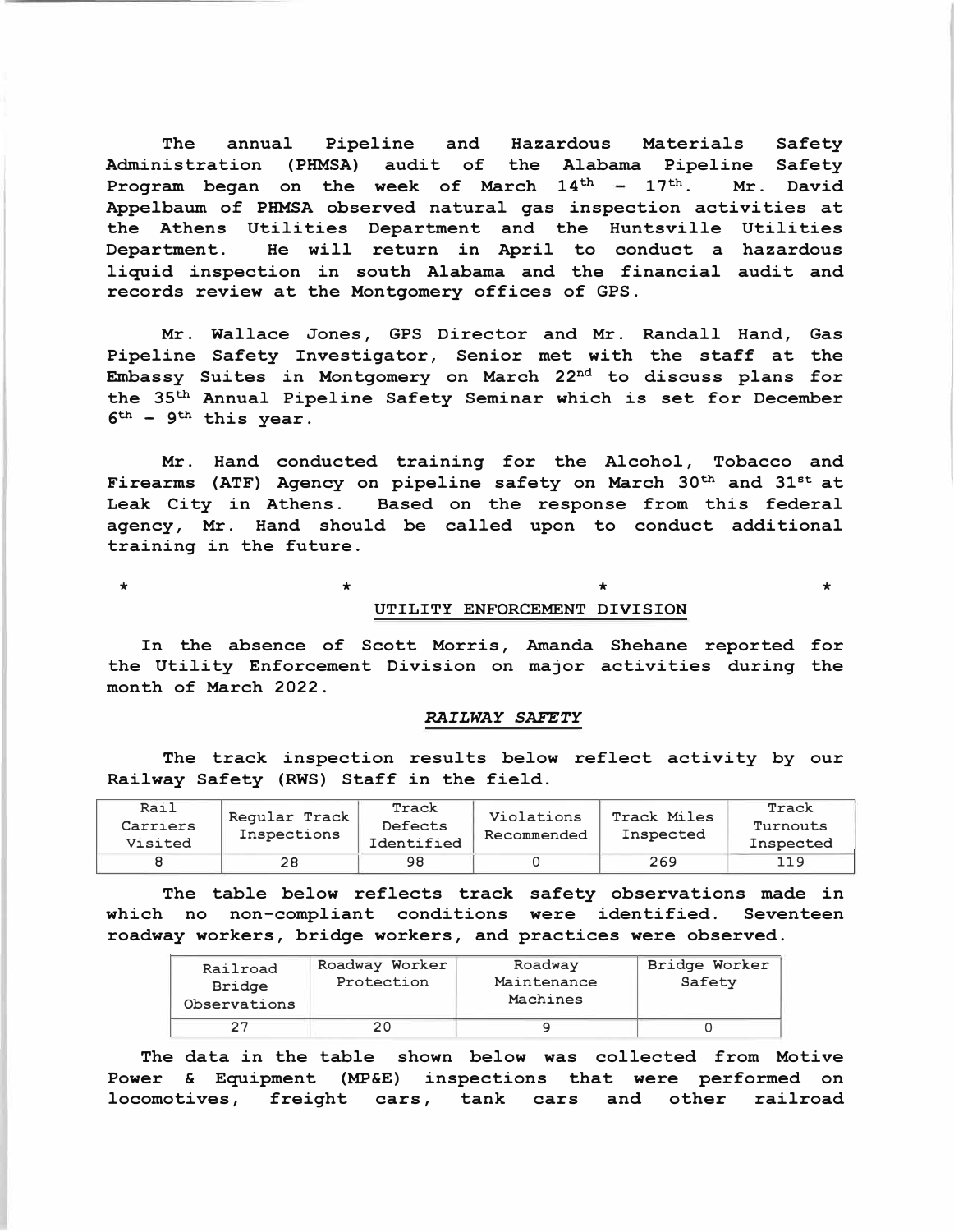The annual Pipeline and Hazardous Materials Safety Administration (PHMSA) audit of the Alabama Pipeline Safety Program began on the week of March 14th – 17th. Mr. David Appelbaum of PHMSA observed natural gas inspection activities at the Athens Utilities Department and the Huntsville Utilities Department. He will return in April to conduct a hazardous liquid inspection in south Alabama and the financial audit and records review at the Montgomery offices of GPS.

Mr. Wallace Jones, GPS Director and Mr. Randall Hand, Gas Pipeline Safety Investigator, Senior met with the staff at the Embassy Suites in Montgomery on March 22nd to discuss plans for the 35th Annual Pipeline Safety Seminar which is set for December 6th – 9th this year.

Mr. Hand conducted training for the Alcohol, Tobacco and Firearms (ATF) Agency on pipeline safety on March 30th and 31st at Leak City in Athens. Based on the response from this federal agency, Mr. Hand should be called upon to conduct additional training in the future.

* * * *

## UTILITY ENFORCEMENT DIVISION

In the absence of Scott Morris, Amanda Shehane reported for the Utility Enforcement Division on major activities during the month of March 2022.

### *RAILWAY SAFETY*

The track inspection results below reflect activity by our Railway Safety (RWS) Staff in the field.

| Rail Carriers Visited | Regular Track Inspections | Track Defects Identified | Violations Recommended | Track Miles Inspected | Track Turnouts Inspected |
|---|---|---|---|---|---|
| 8 | 28 | 98 | 0 | 269 | 119 |

The table below reflects track safety observations made in which no non-compliant conditions were identified. Seventeen roadway workers, bridge workers, and practices were observed.

| Railroad Bridge Observations | Roadway Worker Protection | Roadway Maintenance Machines | Bridge Worker Safety |
|---|---|---|---|
| 27 | 20 | 9 | 0 |

The data in the table shown below was collected from Motive Power & Equipment (MP&E) inspections that were performed on locomotives, freight cars, tank cars and other railroad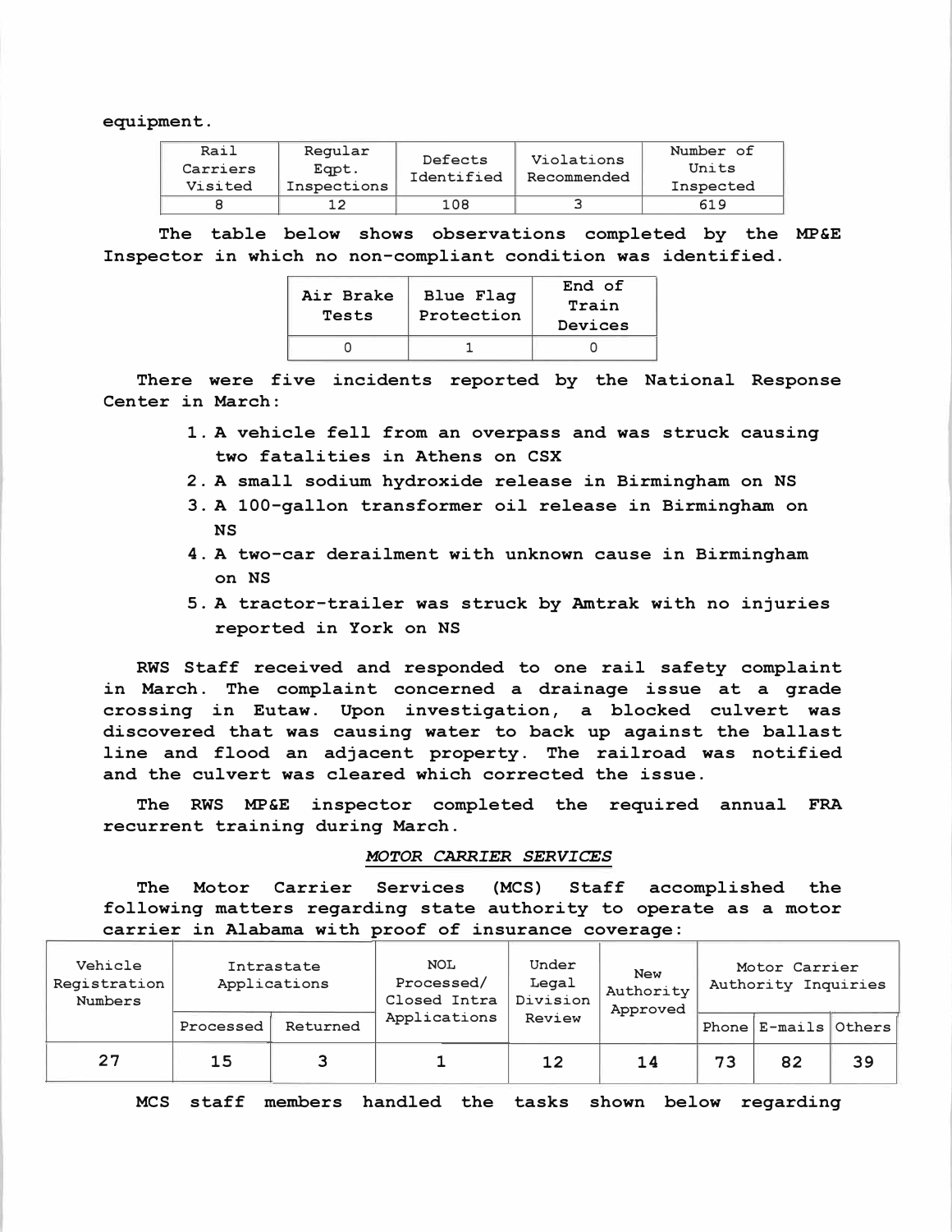equipment.

| Rail Carriers Visited | Regular Eqpt. Inspections | Defects Identified | Violations Recommended | Number of Units Inspected |
|---|---|---|---|---|
| 8 | 12 | 108 | 3 | 619 |

**The table below shows observations completed by the MP&E Inspector in which no non-compliant condition was identified.**

| Air Brake Tests | Blue Flag Protection | End of Train Devices |
|---|---|---|
| 0 | 1 | 0 |

**There were five incidents reported by the National Response Center in March:**

1. **A vehicle fell from an overpass and was struck causing two fatalities in Athens on CSX**
2. **A small sodium hydroxide release in Birmingham on NS**
3. **A 100-gallon transformer oil release in Birmingham on NS**
4. **A two-car derailment with unknown cause in Birmingham on NS**
5. **A tractor-trailer was struck by Amtrak with no injuries reported in York on NS**

**RWS Staff received and responded to one rail safety complaint in March. The complaint concerned a drainage issue at a grade crossing in Eutaw. Upon investigation, a blocked culvert was discovered that was causing water to back up against the ballast line and flood an adjacent property. The railroad was notified and the culvert was cleared which corrected the issue.**

**The RWS MP&E inspector completed the required annual FRA recurrent training during March.**

*MOTOR CARRIER SERVICES*

**The Motor Carrier Services (MCS) Staff accomplished the following matters regarding state authority to operate as a motor carrier in Alabama with proof of insurance coverage:**

| Vehicle Registration Numbers | Intrastate Applications | | NOL Processed/ Closed Intra Applications | Under Legal Division Review | New Authority Approved | Motor Carrier Authority Inquiries | | |
|---|---|---|---|---|---|---|---|---|
| | Processed | Returned | | | | Phone | E-mails | Others |
| 27 | 15 | 3 | 1 | 12 | 14 | 73 | 82 | 39 |

**MCS staff members handled the tasks shown below regarding**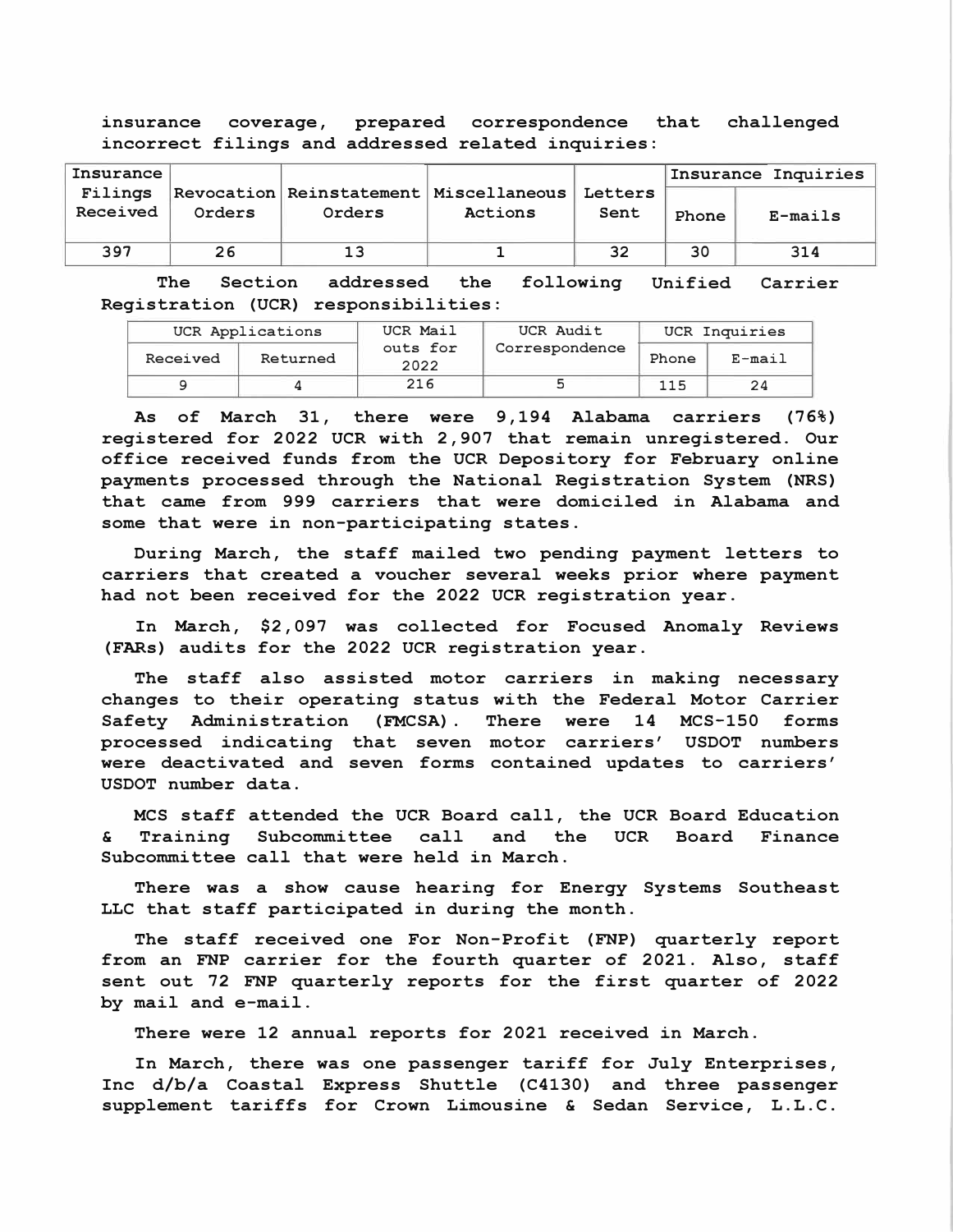**insurance coverage, prepared correspondence that challenged incorrect filings and addressed related inquiries:**

| Insurance Filings Received | Revocation Orders | Reinstatement Orders | Miscellaneous Actions | Letters Sent | Insurance Inquiries | |
|---|---|---|---|---|---|---|
| | | | | | Phone | E-mails |
| 397 | 26 | 13 | 1 | 32 | 30 | 314 |

**The Section addressed the following Unified Carrier Registration (UCR) responsibilities:**

| UCR Applications | | UCR Mail outs for 2022 | UCR Audit Correspondence | UCR Inquiries | |
|---|---|---|---|---|---|
| Received | Returned | | | Phone | E-mail |
| 9 | 4 | 216 | 5 | 115 | 24 |

**As of March 31, there were 9,194 Alabama carriers (76%) registered for 2022 UCR with 2,907 that remain unregistered. Our office received funds from the UCR Depository for February online payments processed through the National Registration System (NRS) that came from 999 carriers that were domiciled in Alabama and some that were in non-participating states.**

**During March, the staff mailed two pending payment letters to carriers that created a voucher several weeks prior where payment had not been received for the 2022 UCR registration year.**

**In March, $2,097 was collected for Focused Anomaly Reviews (FARs) audits for the 2022 UCR registration year.**

**The staff also assisted motor carriers in making necessary changes to their operating status with the Federal Motor Carrier Safety Administration (FMCSA). There were 14 MCS-150 forms processed indicating that seven motor carriers' USDOT numbers were deactivated and seven forms contained updates to carriers' USDOT number data.**

**MCS staff attended the UCR Board call, the UCR Board Education & Training Subcommittee call and the UCR Board Finance Subcommittee call that were held in March.**

**There was a show cause hearing for Energy Systems Southeast LLC that staff participated in during the month.**

**The staff received one For Non-Profit (FNP) quarterly report from an FNP carrier for the fourth quarter of 2021. Also, staff sent out 72 FNP quarterly reports for the first quarter of 2022 by mail and e-mail.**

**There were 12 annual reports for 2021 received in March.**

**In March, there was one passenger tariff for July Enterprises, Inc d/b/a Coastal Express Shuttle (C4130) and three passenger supplement tariffs for Crown Limousine & Sedan Service, L.L.C.**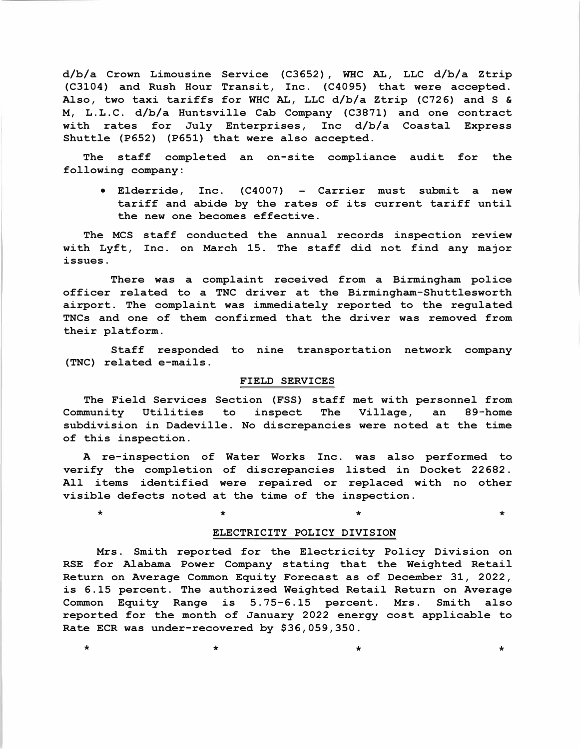d/b/a Crown Limousine Service (C3652), WHC AL, LLC d/b/a Ztrip (C3104) and Rush Hour Transit, Inc. (C4095) that were accepted. Also, two taxi tariffs for WHC AL, LLC d/b/a Ztrip (C726) and S & M, L.L.C. d/b/a Huntsville Cab Company (C3871) and one contract with rates for July Enterprises, Inc d/b/a Coastal Express Shuttle (P652) (P651) that were also accepted.

The staff completed an on-site compliance audit for the following company:

- Elderride, Inc. (C4007) - Carrier must submit a new tariff and abide by the rates of its current tariff until the new one becomes effective.

The MCS staff conducted the annual records inspection review with Lyft, Inc. on March 15. The staff did not find any major issues.

There was a complaint received from a Birmingham police officer related to a TNC driver at the Birmingham-Shuttlesworth airport. The complaint was immediately reported to the regulated TNCs and one of them confirmed that the driver was removed from their platform.

Staff responded to nine transportation network company (TNC) related e-mails.

## FIELD SERVICES

The Field Services Section (FSS) staff met with personnel from Community Utilities to inspect The Village, an 89-home subdivision in Dadeville. No discrepancies were noted at the time of this inspection.

A re-inspection of Water Works Inc. was also performed to verify the completion of discrepancies listed in Docket 22682. All items identified were repaired or replaced with no other visible defects noted at the time of the inspection.

\* \* \* \*

## ELECTRICITY POLICY DIVISION

Mrs. Smith reported for the Electricity Policy Division on RSE for Alabama Power Company stating that the Weighted Retail Return on Average Common Equity Forecast as of December 31, 2022, is 6.15 percent. The authorized Weighted Retail Return on Average Common Equity Range is 5.75-6.15 percent. Mrs. Smith also reported for the month of January 2022 energy cost applicable to Rate ECR was under-recovered by $36,059,350.

\* \* \* \*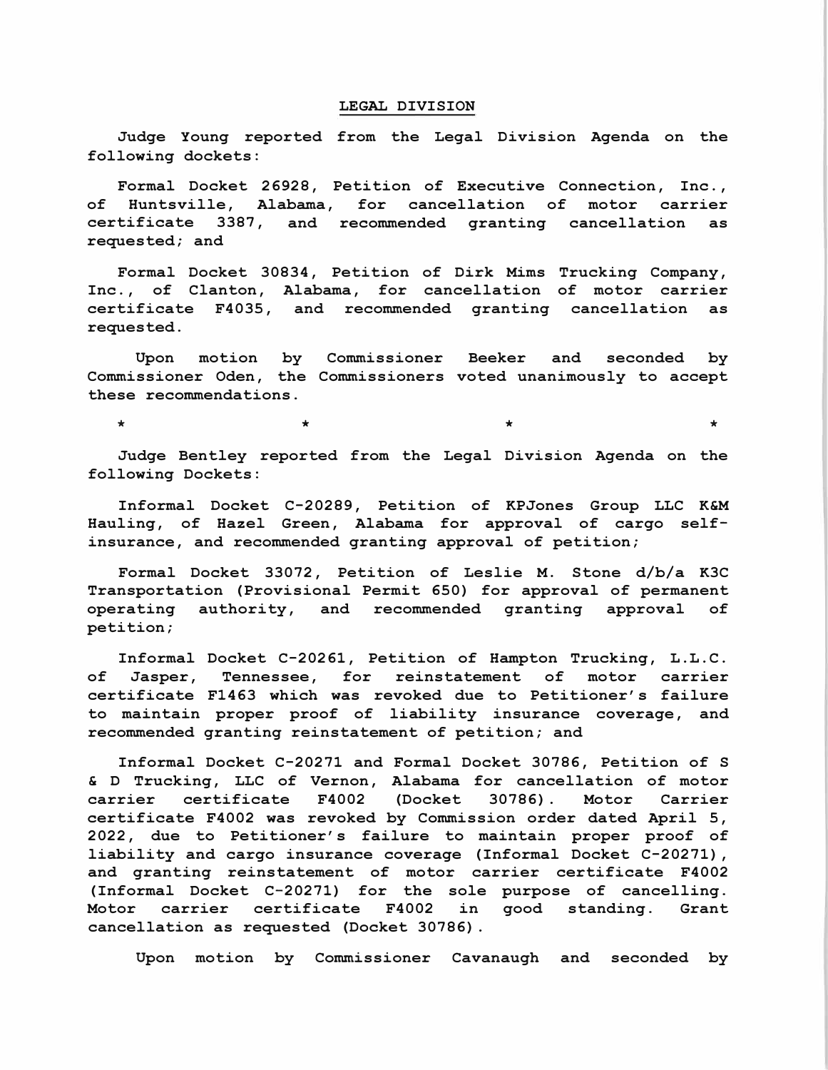## LEGAL DIVISION

Judge Young reported from the Legal Division Agenda on the following dockets:

Formal Docket 26928, Petition of Executive Connection, Inc., of Huntsville, Alabama, for cancellation of motor carrier certificate 3387, and recommended granting cancellation as requested; and

Formal Docket 30834, Petition of Dirk Mims Trucking Company, Inc., of Clanton, Alabama, for cancellation of motor carrier certificate F4035, and recommended granting cancellation as requested.

Upon motion by Commissioner Beeker and seconded by Commissioner Oden, the Commissioners voted unanimously to accept these recommendations.

\*                    \*                    \*                    \*

Judge Bentley reported from the Legal Division Agenda on the following Dockets:

Informal Docket C-20289, Petition of KPJones Group LLC K&M Hauling, of Hazel Green, Alabama for approval of cargo self-insurance, and recommended granting approval of petition;

Formal Docket 33072, Petition of Leslie M. Stone d/b/a K3C Transportation (Provisional Permit 650) for approval of permanent operating authority, and recommended granting approval of petition;

Informal Docket C-20261, Petition of Hampton Trucking, L.L.C. of Jasper, Tennessee, for reinstatement of motor carrier certificate F1463 which was revoked due to Petitioner's failure to maintain proper proof of liability insurance coverage, and recommended granting reinstatement of petition; and

Informal Docket C-20271 and Formal Docket 30786, Petition of S & D Trucking, LLC of Vernon, Alabama for cancellation of motor carrier certificate F4002 (Docket 30786). Motor Carrier certificate F4002 was revoked by Commission order dated April 5, 2022, due to Petitioner's failure to maintain proper proof of liability and cargo insurance coverage (Informal Docket C-20271), and granting reinstatement of motor carrier certificate F4002 (Informal Docket C-20271) for the sole purpose of cancelling. Motor carrier certificate F4002 in good standing. Grant cancellation as requested (Docket 30786).

Upon motion by Commissioner Cavanaugh and seconded by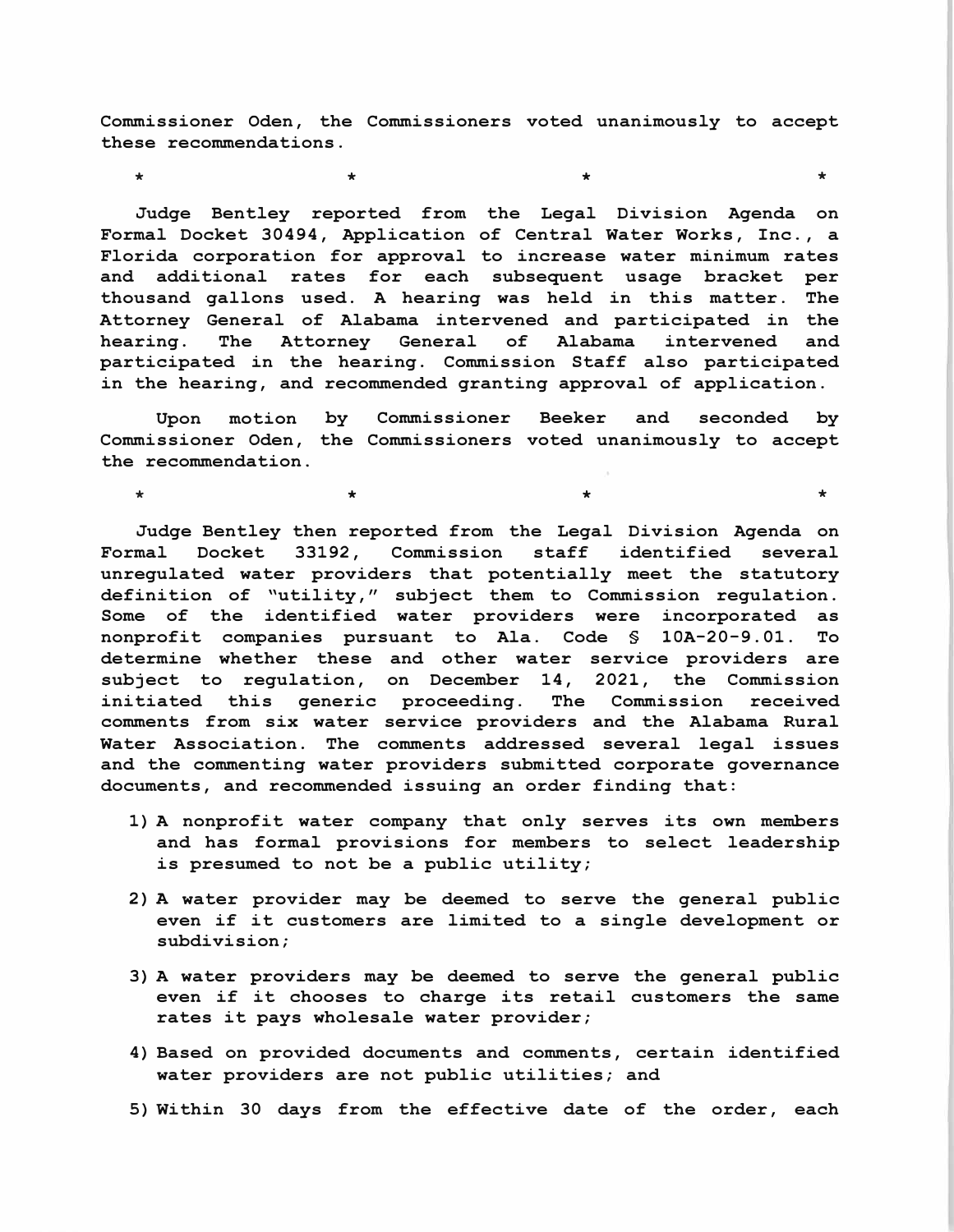Commissioner Oden, the Commissioners voted unanimously to accept these recommendations.

\* \* \* \*

Judge Bentley reported from the Legal Division Agenda on Formal Docket 30494, Application of Central Water Works, Inc., a Florida corporation for approval to increase water minimum rates and additional rates for each subsequent usage bracket per thousand gallons used. A hearing was held in this matter. The Attorney General of Alabama intervened and participated in the hearing. The Attorney General of Alabama intervened and participated in the hearing. Commission Staff also participated in the hearing, and recommended granting approval of application.

Upon motion by Commissioner Beeker and seconded by Commissioner Oden, the Commissioners voted unanimously to accept the recommendation.

\* \* \* \*

Judge Bentley then reported from the Legal Division Agenda on Formal Docket 33192, Commission staff identified several unregulated water providers that potentially meet the statutory definition of "utility," subject them to Commission regulation. Some of the identified water providers were incorporated as nonprofit companies pursuant to Ala. Code § 10A-20-9.01. To determine whether these and other water service providers are subject to regulation, on December 14, 2021, the Commission initiated this generic proceeding. The Commission received comments from six water service providers and the Alabama Rural Water Association. The comments addressed several legal issues and the commenting water providers submitted corporate governance documents, and recommended issuing an order finding that:

1) A nonprofit water company that only serves its own members and has formal provisions for members to select leadership is presumed to not be a public utility;

2) A water provider may be deemed to serve the general public even if it customers are limited to a single development or subdivision;

3) A water providers may be deemed to serve the general public even if it chooses to charge its retail customers the same rates it pays wholesale water provider;

4) Based on provided documents and comments, certain identified water providers are not public utilities; and

5) Within 30 days from the effective date of the order, each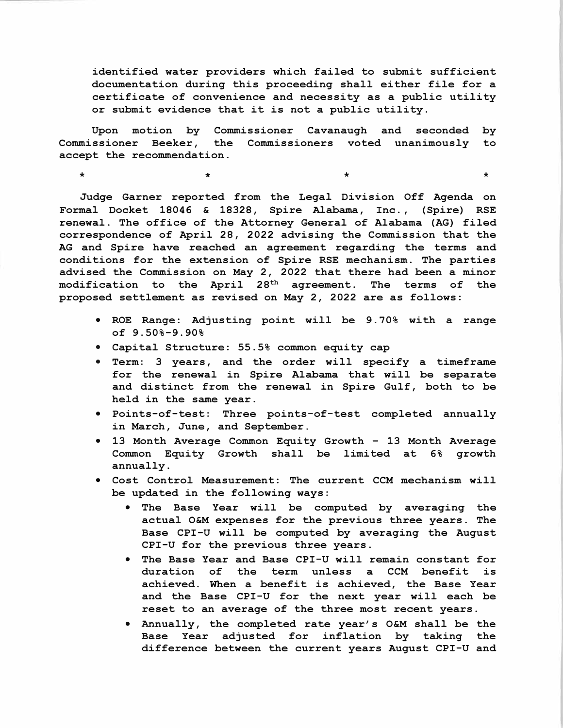identified water providers which failed to submit sufficient documentation during this proceeding shall either file for a certificate of convenience and necessity as a public utility or submit evidence that it is not a public utility.

Upon motion by Commissioner Cavanaugh and seconded by Commissioner Beeker, the Commissioners voted unanimously to accept the recommendation.

\*          \*          \*          \*

Judge Garner reported from the Legal Division Off Agenda on Formal Docket 18046 & 18328, Spire Alabama, Inc., (Spire) RSE renewal. The office of the Attorney General of Alabama (AG) filed correspondence of April 28, 2022 advising the Commission that the AG and Spire have reached an agreement regarding the terms and conditions for the extension of Spire RSE mechanism. The parties advised the Commission on May 2, 2022 that there had been a minor modification to the April 28th agreement. The terms of the proposed settlement as revised on May 2, 2022 are as follows:

- ROE Range: Adjusting point will be 9.70% with a range of 9.50%-9.90%
- Capital Structure: 55.5% common equity cap
- Term: 3 years, and the order will specify a timeframe for the renewal in Spire Alabama that will be separate and distinct from the renewal in Spire Gulf, both to be held in the same year.
- Points-of-test: Three points-of-test completed annually in March, June, and September.
- 13 Month Average Common Equity Growth - 13 Month Average Common Equity Growth shall be limited at 6% growth annually.
- Cost Control Measurement: The current CCM mechanism will be updated in the following ways:
  - The Base Year will be computed by averaging the actual O&M expenses for the previous three years. The Base CPI-U will be computed by averaging the August CPI-U for the previous three years.
  - The Base Year and Base CPI-U will remain constant for duration of the term unless a CCM benefit is achieved. When a benefit is achieved, the Base Year and the Base CPI-U for the next year will each be reset to an average of the three most recent years.
  - Annually, the completed rate year's O&M shall be the Base Year adjusted for inflation by taking the difference between the current years August CPI-U and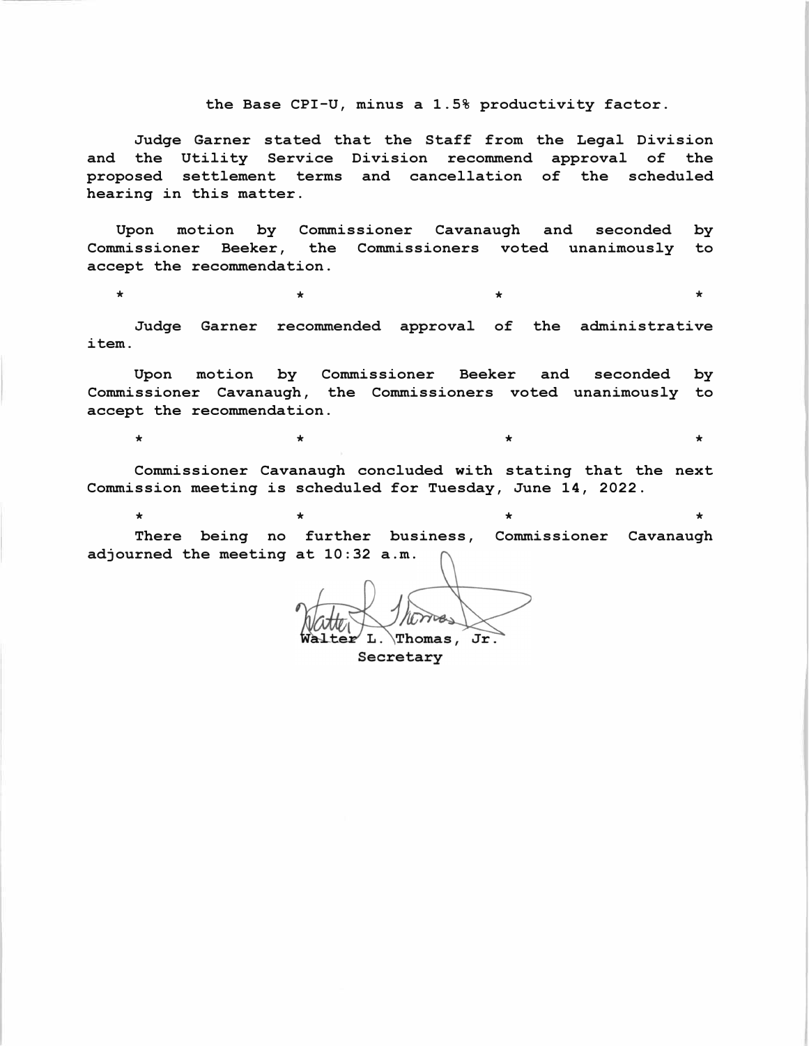the Base CPI-U, minus a 1.5% productivity factor.

Judge Garner stated that the Staff from the Legal Division and the Utility Service Division recommend approval of the proposed settlement terms and cancellation of the scheduled hearing in this matter.

Upon motion by Commissioner Cavanaugh and seconded by Commissioner Beeker, the Commissioners voted unanimously to accept the recommendation.

\*                    \*                    \*                    \*

Judge Garner recommended approval of the administrative item.

Upon motion by Commissioner Beeker and seconded by Commissioner Cavanaugh, the Commissioners voted unanimously to accept the recommendation.

\*                    \*                    \*                    \*

Commissioner Cavanaugh concluded with stating that the next Commission meeting is scheduled for Tuesday, June 14, 2022.

\*                    \*                    \*                    \*

There being no further business, Commissioner Cavanaugh adjourned the meeting at 10:32 a.m.

Walter L. Thomas, Jr.
Secretary